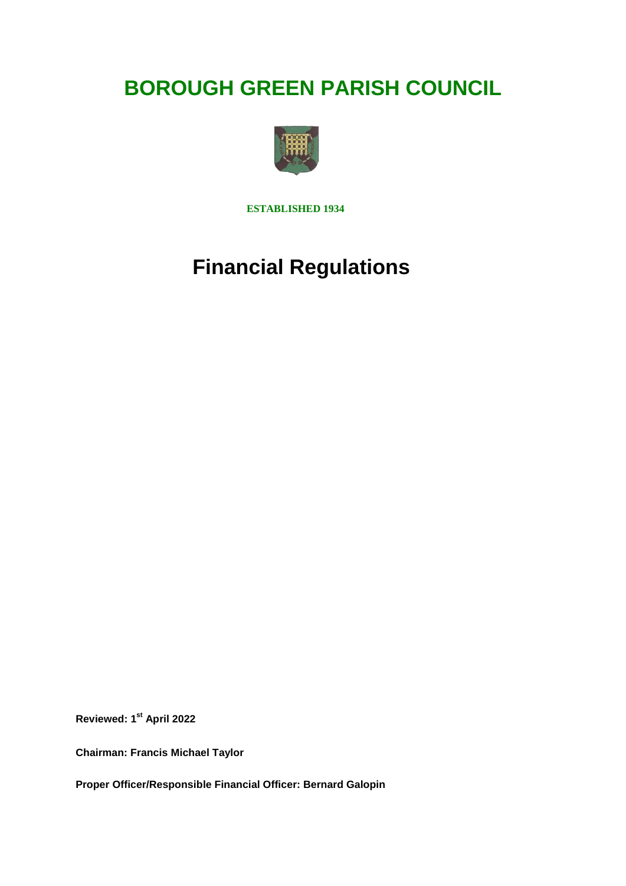# BOROUGH GREEN PARISH COUNCIL

**ESTABLISHED 1934**

# Financial Regulations

**Reviewed: 1st April 2022**

**Chairman: Francis Michael Taylor**

**Proper Officer/Responsible Financial Officer: Bernard Galopin**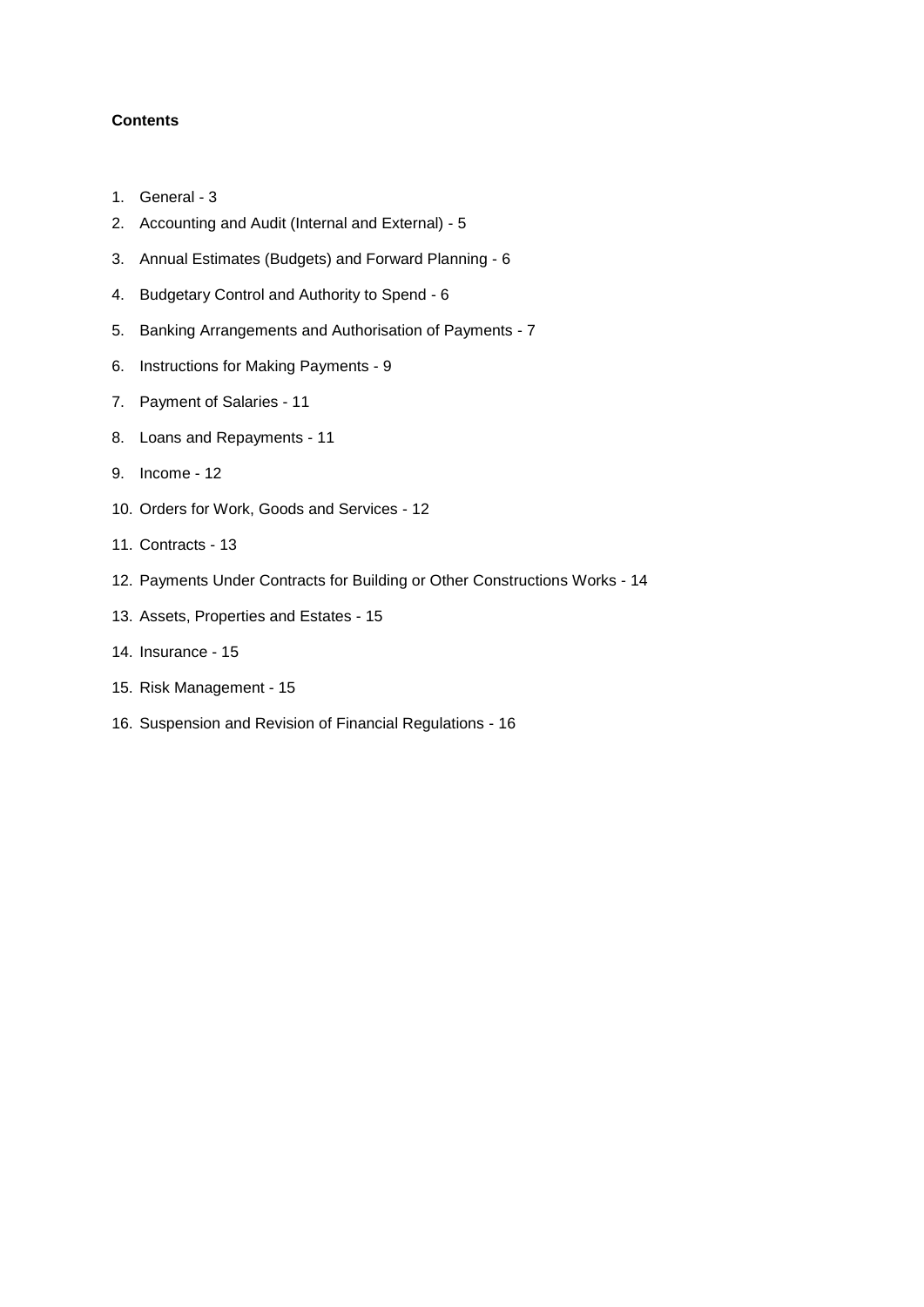**Contents**

1. General - 3
2. Accounting and Audit (Internal and External) - 5
3. Annual Estimates (Budgets) and Forward Planning - 6
4. Budgetary Control and Authority to Spend - 6
5. Banking Arrangements and Authorisation of Payments - 7
6. Instructions for Making Payments - 9
7. Payment of Salaries - 11
8. Loans and Repayments - 11
9. Income - 12
10. Orders for Work, Goods and Services - 12
11. Contracts - 13
12. Payments Under Contracts for Building or Other Constructions Works - 14
13. Assets, Properties and Estates - 15
14. Insurance - 15
15. Risk Management - 15
16. Suspension and Revision of Financial Regulations - 16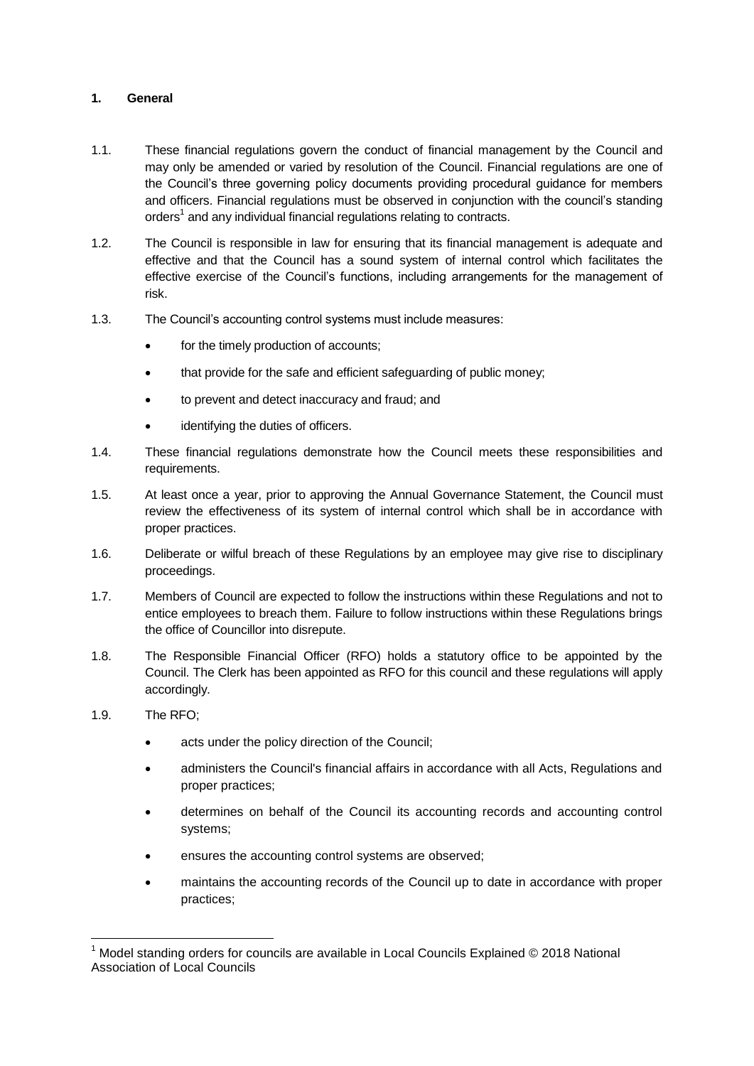## 1. General

1.1. These financial regulations govern the conduct of financial management by the Council and may only be amended or varied by resolution of the Council. Financial regulations are one of the Council's three governing policy documents providing procedural guidance for members and officers. Financial regulations must be observed in conjunction with the council's standing orders[1] and any individual financial regulations relating to contracts.

1.2. The Council is responsible in law for ensuring that its financial management is adequate and effective and that the Council has a sound system of internal control which facilitates the effective exercise of the Council's functions, including arrangements for the management of risk.

1.3. The Council's accounting control systems must include measures:

- for the timely production of accounts;
- that provide for the safe and efficient safeguarding of public money;
- to prevent and detect inaccuracy and fraud; and
- identifying the duties of officers.

1.4. These financial regulations demonstrate how the Council meets these responsibilities and requirements.

1.5. At least once a year, prior to approving the Annual Governance Statement, the Council must review the effectiveness of its system of internal control which shall be in accordance with proper practices.

1.6. Deliberate or wilful breach of these Regulations by an employee may give rise to disciplinary proceedings.

1.7. Members of Council are expected to follow the instructions within these Regulations and not to entice employees to breach them. Failure to follow instructions within these Regulations brings the office of Councillor into disrepute.

1.8. The Responsible Financial Officer (RFO) holds a statutory office to be appointed by the Council. The Clerk has been appointed as RFO for this council and these regulations will apply accordingly.

1.9. The RFO;

- acts under the policy direction of the Council;
- administers the Council's financial affairs in accordance with all Acts, Regulations and proper practices;
- determines on behalf of the Council its accounting records and accounting control systems;
- ensures the accounting control systems are observed;
- maintains the accounting records of the Council up to date in accordance with proper practices;

---

[1] Model standing orders for councils are available in Local Councils Explained © 2018 National Association of Local Councils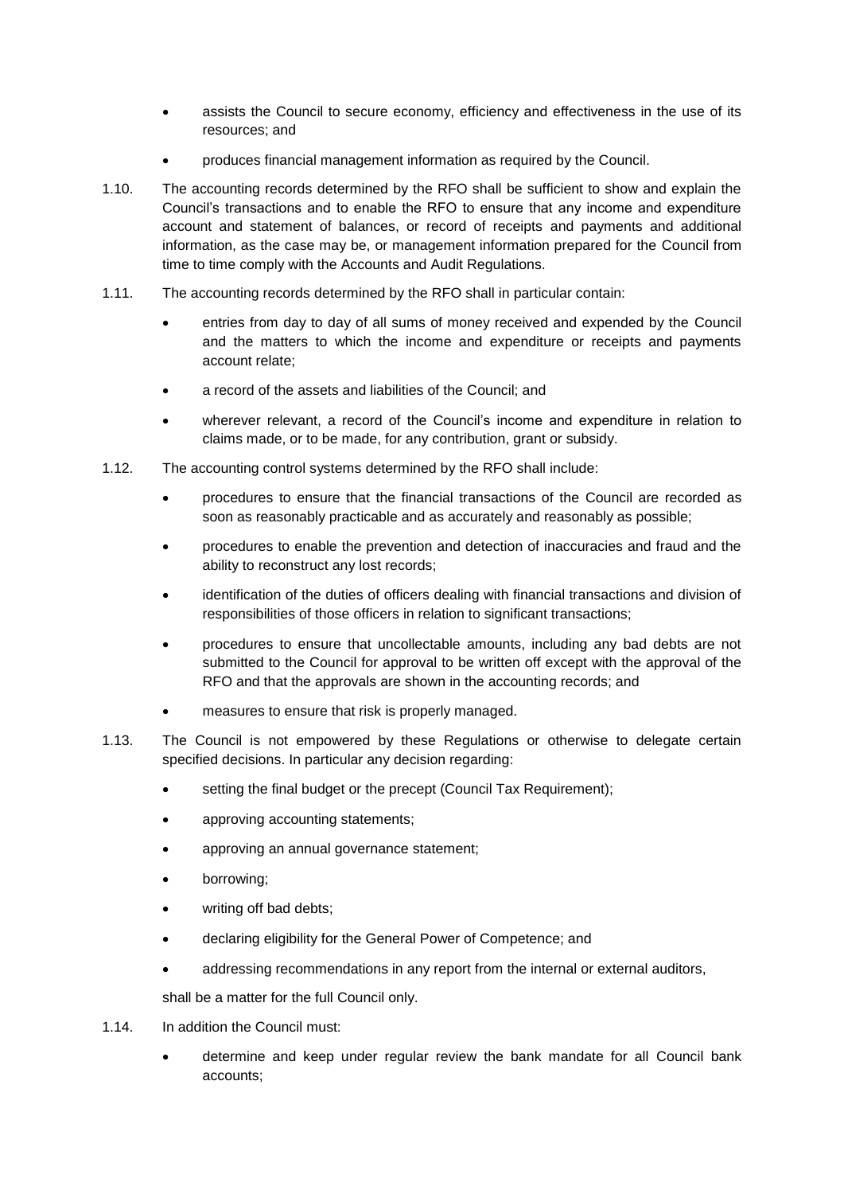- assists the Council to secure economy, efficiency and effectiveness in the use of its resources; and
- produces financial management information as required by the Council.

1.10. The accounting records determined by the RFO shall be sufficient to show and explain the Council's transactions and to enable the RFO to ensure that any income and expenditure account and statement of balances, or record of receipts and payments and additional information, as the case may be, or management information prepared for the Council from time to time comply with the Accounts and Audit Regulations.

1.11. The accounting records determined by the RFO shall in particular contain:

- entries from day to day of all sums of money received and expended by the Council and the matters to which the income and expenditure or receipts and payments account relate;
- a record of the assets and liabilities of the Council; and
- wherever relevant, a record of the Council's income and expenditure in relation to claims made, or to be made, for any contribution, grant or subsidy.

1.12. The accounting control systems determined by the RFO shall include:

- procedures to ensure that the financial transactions of the Council are recorded as soon as reasonably practicable and as accurately and reasonably as possible;
- procedures to enable the prevention and detection of inaccuracies and fraud and the ability to reconstruct any lost records;
- identification of the duties of officers dealing with financial transactions and division of responsibilities of those officers in relation to significant transactions;
- procedures to ensure that uncollectable amounts, including any bad debts are not submitted to the Council for approval to be written off except with the approval of the RFO and that the approvals are shown in the accounting records; and
- measures to ensure that risk is properly managed.

1.13. The Council is not empowered by these Regulations or otherwise to delegate certain specified decisions. In particular any decision regarding:

- setting the final budget or the precept (Council Tax Requirement);
- approving accounting statements;
- approving an annual governance statement;
- borrowing;
- writing off bad debts;
- declaring eligibility for the General Power of Competence; and
- addressing recommendations in any report from the internal or external auditors,

shall be a matter for the full Council only.

1.14. In addition the Council must:

- determine and keep under regular review the bank mandate for all Council bank accounts;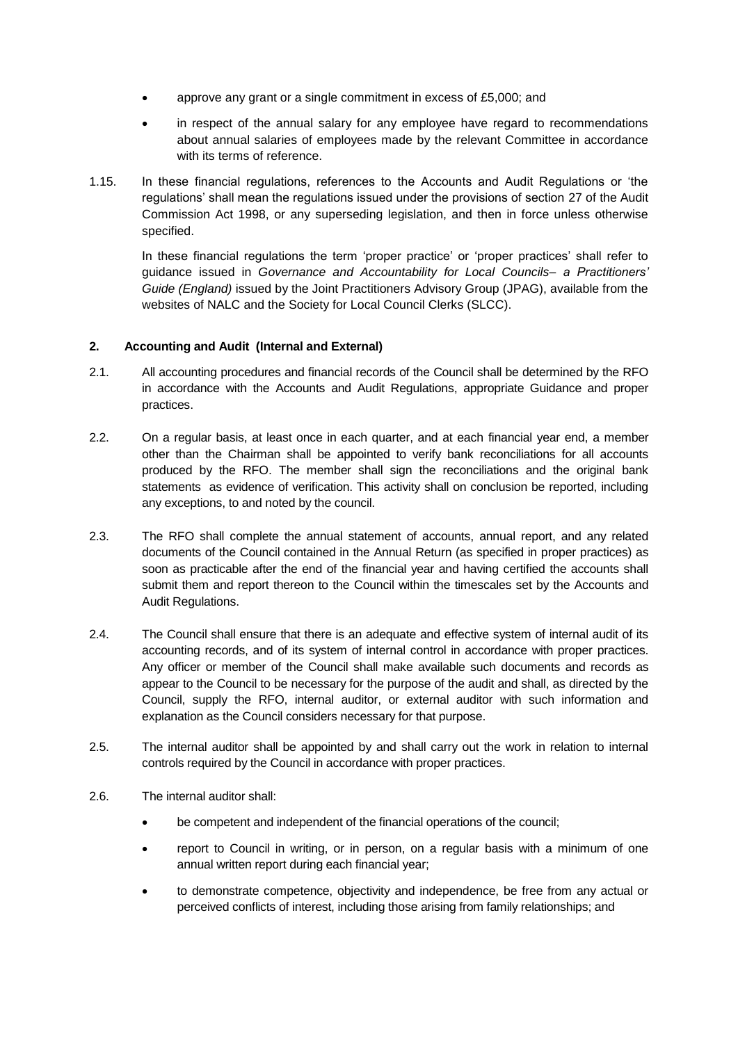- approve any grant or a single commitment in excess of £5,000; and
- in respect of the annual salary for any employee have regard to recommendations about annual salaries of employees made by the relevant Committee in accordance with its terms of reference.

1.15. In these financial regulations, references to the Accounts and Audit Regulations or 'the regulations' shall mean the regulations issued under the provisions of section 27 of the Audit Commission Act 1998, or any superseding legislation, and then in force unless otherwise specified.

In these financial regulations the term 'proper practice' or 'proper practices' shall refer to guidance issued in *Governance and Accountability for Local Councils– a Practitioners' Guide (England)* issued by the Joint Practitioners Advisory Group (JPAG), available from the websites of NALC and the Society for Local Council Clerks (SLCC).

## 2. Accounting and Audit (Internal and External)

2.1. All accounting procedures and financial records of the Council shall be determined by the RFO in accordance with the Accounts and Audit Regulations, appropriate Guidance and proper practices.

2.2. On a regular basis, at least once in each quarter, and at each financial year end, a member other than the Chairman shall be appointed to verify bank reconciliations for all accounts produced by the RFO. The member shall sign the reconciliations and the original bank statements as evidence of verification. This activity shall on conclusion be reported, including any exceptions, to and noted by the council.

2.3. The RFO shall complete the annual statement of accounts, annual report, and any related documents of the Council contained in the Annual Return (as specified in proper practices) as soon as practicable after the end of the financial year and having certified the accounts shall submit them and report thereon to the Council within the timescales set by the Accounts and Audit Regulations.

2.4. The Council shall ensure that there is an adequate and effective system of internal audit of its accounting records, and of its system of internal control in accordance with proper practices. Any officer or member of the Council shall make available such documents and records as appear to the Council to be necessary for the purpose of the audit and shall, as directed by the Council, supply the RFO, internal auditor, or external auditor with such information and explanation as the Council considers necessary for that purpose.

2.5. The internal auditor shall be appointed by and shall carry out the work in relation to internal controls required by the Council in accordance with proper practices.

2.6. The internal auditor shall:

- be competent and independent of the financial operations of the council;
- report to Council in writing, or in person, on a regular basis with a minimum of one annual written report during each financial year;
- to demonstrate competence, objectivity and independence, be free from any actual or perceived conflicts of interest, including those arising from family relationships; and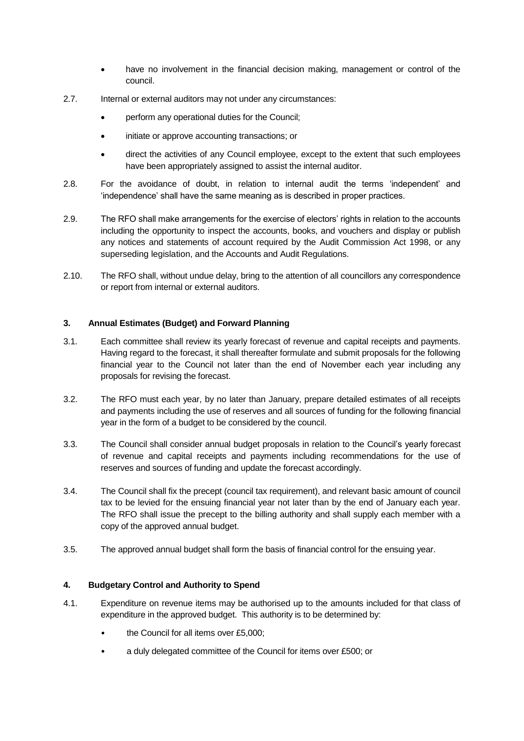- have no involvement in the financial decision making, management or control of the council.

2.7. Internal or external auditors may not under any circumstances:

- perform any operational duties for the Council;
- initiate or approve accounting transactions; or
- direct the activities of any Council employee, except to the extent that such employees have been appropriately assigned to assist the internal auditor.

2.8. For the avoidance of doubt, in relation to internal audit the terms 'independent' and 'independence' shall have the same meaning as is described in proper practices.

2.9. The RFO shall make arrangements for the exercise of electors' rights in relation to the accounts including the opportunity to inspect the accounts, books, and vouchers and display or publish any notices and statements of account required by the Audit Commission Act 1998, or any superseding legislation, and the Accounts and Audit Regulations.

2.10. The RFO shall, without undue delay, bring to the attention of all councillors any correspondence or report from internal or external auditors.

### 3. Annual Estimates (Budget) and Forward Planning

3.1. Each committee shall review its yearly forecast of revenue and capital receipts and payments. Having regard to the forecast, it shall thereafter formulate and submit proposals for the following financial year to the Council not later than the end of November each year including any proposals for revising the forecast.

3.2. The RFO must each year, by no later than January, prepare detailed estimates of all receipts and payments including the use of reserves and all sources of funding for the following financial year in the form of a budget to be considered by the council.

3.3. The Council shall consider annual budget proposals in relation to the Council's yearly forecast of revenue and capital receipts and payments including recommendations for the use of reserves and sources of funding and update the forecast accordingly.

3.4. The Council shall fix the precept (council tax requirement), and relevant basic amount of council tax to be levied for the ensuing financial year not later than by the end of January each year. The RFO shall issue the precept to the billing authority and shall supply each member with a copy of the approved annual budget.

3.5. The approved annual budget shall form the basis of financial control for the ensuing year.

### 4. Budgetary Control and Authority to Spend

4.1. Expenditure on revenue items may be authorised up to the amounts included for that class of expenditure in the approved budget. This authority is to be determined by:

- the Council for all items over £5,000;
- a duly delegated committee of the Council for items over £500; or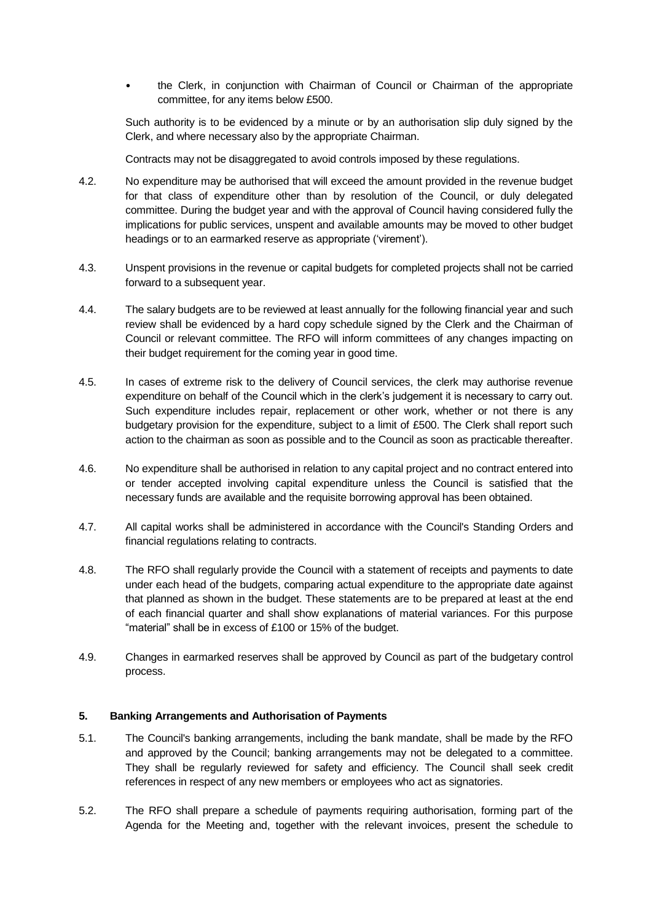- the Clerk, in conjunction with Chairman of Council or Chairman of the appropriate committee, for any items below £500.

Such authority is to be evidenced by a minute or by an authorisation slip duly signed by the Clerk, and where necessary also by the appropriate Chairman.

Contracts may not be disaggregated to avoid controls imposed by these regulations.

4.2. No expenditure may be authorised that will exceed the amount provided in the revenue budget for that class of expenditure other than by resolution of the Council, or duly delegated committee. During the budget year and with the approval of Council having considered fully the implications for public services, unspent and available amounts may be moved to other budget headings or to an earmarked reserve as appropriate ('virement').

4.3. Unspent provisions in the revenue or capital budgets for completed projects shall not be carried forward to a subsequent year.

4.4. The salary budgets are to be reviewed at least annually for the following financial year and such review shall be evidenced by a hard copy schedule signed by the Clerk and the Chairman of Council or relevant committee. The RFO will inform committees of any changes impacting on their budget requirement for the coming year in good time.

4.5. In cases of extreme risk to the delivery of Council services, the clerk may authorise revenue expenditure on behalf of the Council which in the clerk's judgement it is necessary to carry out. Such expenditure includes repair, replacement or other work, whether or not there is any budgetary provision for the expenditure, subject to a limit of £500. The Clerk shall report such action to the chairman as soon as possible and to the Council as soon as practicable thereafter.

4.6. No expenditure shall be authorised in relation to any capital project and no contract entered into or tender accepted involving capital expenditure unless the Council is satisfied that the necessary funds are available and the requisite borrowing approval has been obtained.

4.7. All capital works shall be administered in accordance with the Council's Standing Orders and financial regulations relating to contracts.

4.8. The RFO shall regularly provide the Council with a statement of receipts and payments to date under each head of the budgets, comparing actual expenditure to the appropriate date against that planned as shown in the budget. These statements are to be prepared at least at the end of each financial quarter and shall show explanations of material variances. For this purpose "material" shall be in excess of £100 or 15% of the budget.

4.9. Changes in earmarked reserves shall be approved by Council as part of the budgetary control process.

## 5. Banking Arrangements and Authorisation of Payments

5.1. The Council's banking arrangements, including the bank mandate, shall be made by the RFO and approved by the Council; banking arrangements may not be delegated to a committee. They shall be regularly reviewed for safety and efficiency. The Council shall seek credit references in respect of any new members or employees who act as signatories.

5.2. The RFO shall prepare a schedule of payments requiring authorisation, forming part of the Agenda for the Meeting and, together with the relevant invoices, present the schedule to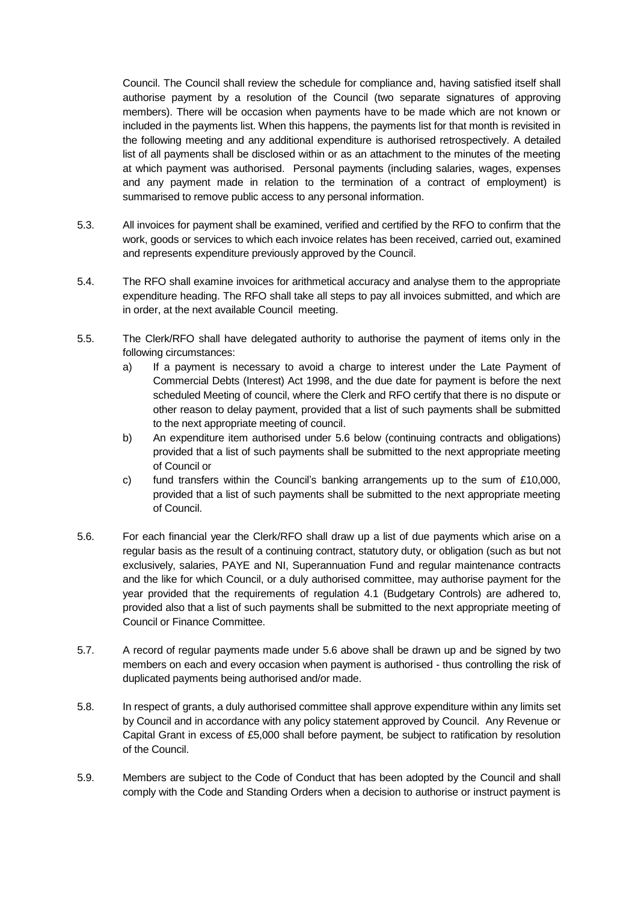Council. The Council shall review the schedule for compliance and, having satisfied itself shall authorise payment by a resolution of the Council (two separate signatures of approving members). There will be occasion when payments have to be made which are not known or included in the payments list. When this happens, the payments list for that month is revisited in the following meeting and any additional expenditure is authorised retrospectively. A detailed list of all payments shall be disclosed within or as an attachment to the minutes of the meeting at which payment was authorised. Personal payments (including salaries, wages, expenses and any payment made in relation to the termination of a contract of employment) is summarised to remove public access to any personal information.

5.3. All invoices for payment shall be examined, verified and certified by the RFO to confirm that the work, goods or services to which each invoice relates has been received, carried out, examined and represents expenditure previously approved by the Council.

5.4. The RFO shall examine invoices for arithmetical accuracy and analyse them to the appropriate expenditure heading. The RFO shall take all steps to pay all invoices submitted, and which are in order, at the next available Council meeting.

5.5. The Clerk/RFO shall have delegated authority to authorise the payment of items only in the following circumstances:

a) If a payment is necessary to avoid a charge to interest under the Late Payment of Commercial Debts (Interest) Act 1998, and the due date for payment is before the next scheduled Meeting of council, where the Clerk and RFO certify that there is no dispute or other reason to delay payment, provided that a list of such payments shall be submitted to the next appropriate meeting of council.

b) An expenditure item authorised under 5.6 below (continuing contracts and obligations) provided that a list of such payments shall be submitted to the next appropriate meeting of Council or

c) fund transfers within the Council's banking arrangements up to the sum of £10,000, provided that a list of such payments shall be submitted to the next appropriate meeting of Council.

5.6. For each financial year the Clerk/RFO shall draw up a list of due payments which arise on a regular basis as the result of a continuing contract, statutory duty, or obligation (such as but not exclusively, salaries, PAYE and NI, Superannuation Fund and regular maintenance contracts and the like for which Council, or a duly authorised committee, may authorise payment for the year provided that the requirements of regulation 4.1 (Budgetary Controls) are adhered to, provided also that a list of such payments shall be submitted to the next appropriate meeting of Council or Finance Committee.

5.7. A record of regular payments made under 5.6 above shall be drawn up and be signed by two members on each and every occasion when payment is authorised - thus controlling the risk of duplicated payments being authorised and/or made.

5.8. In respect of grants, a duly authorised committee shall approve expenditure within any limits set by Council and in accordance with any policy statement approved by Council. Any Revenue or Capital Grant in excess of £5,000 shall before payment, be subject to ratification by resolution of the Council.

5.9. Members are subject to the Code of Conduct that has been adopted by the Council and shall comply with the Code and Standing Orders when a decision to authorise or instruct payment is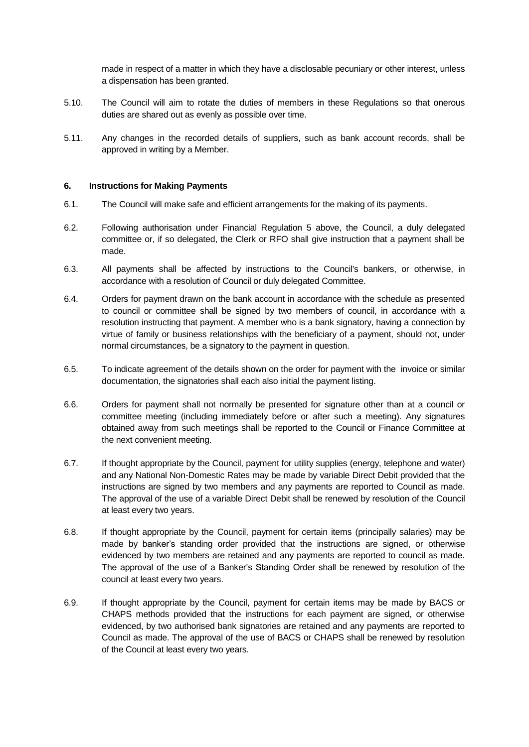made in respect of a matter in which they have a disclosable pecuniary or other interest, unless a dispensation has been granted.

5.10. The Council will aim to rotate the duties of members in these Regulations so that onerous duties are shared out as evenly as possible over time.

5.11. Any changes in the recorded details of suppliers, such as bank account records, shall be approved in writing by a Member.

### 6. Instructions for Making Payments

6.1. The Council will make safe and efficient arrangements for the making of its payments.

6.2. Following authorisation under Financial Regulation 5 above, the Council, a duly delegated committee or, if so delegated, the Clerk or RFO shall give instruction that a payment shall be made.

6.3. All payments shall be affected by instructions to the Council's bankers, or otherwise, in accordance with a resolution of Council or duly delegated Committee.

6.4. Orders for payment drawn on the bank account in accordance with the schedule as presented to council or committee shall be signed by two members of council, in accordance with a resolution instructing that payment. A member who is a bank signatory, having a connection by virtue of family or business relationships with the beneficiary of a payment, should not, under normal circumstances, be a signatory to the payment in question.

6.5. To indicate agreement of the details shown on the order for payment with the invoice or similar documentation, the signatories shall each also initial the payment listing.

6.6. Orders for payment shall not normally be presented for signature other than at a council or committee meeting (including immediately before or after such a meeting). Any signatures obtained away from such meetings shall be reported to the Council or Finance Committee at the next convenient meeting.

6.7. If thought appropriate by the Council, payment for utility supplies (energy, telephone and water) and any National Non-Domestic Rates may be made by variable Direct Debit provided that the instructions are signed by two members and any payments are reported to Council as made. The approval of the use of a variable Direct Debit shall be renewed by resolution of the Council at least every two years.

6.8. If thought appropriate by the Council, payment for certain items (principally salaries) may be made by banker's standing order provided that the instructions are signed, or otherwise evidenced by two members are retained and any payments are reported to council as made. The approval of the use of a Banker's Standing Order shall be renewed by resolution of the council at least every two years.

6.9. If thought appropriate by the Council, payment for certain items may be made by BACS or CHAPS methods provided that the instructions for each payment are signed, or otherwise evidenced, by two authorised bank signatories are retained and any payments are reported to Council as made. The approval of the use of BACS or CHAPS shall be renewed by resolution of the Council at least every two years.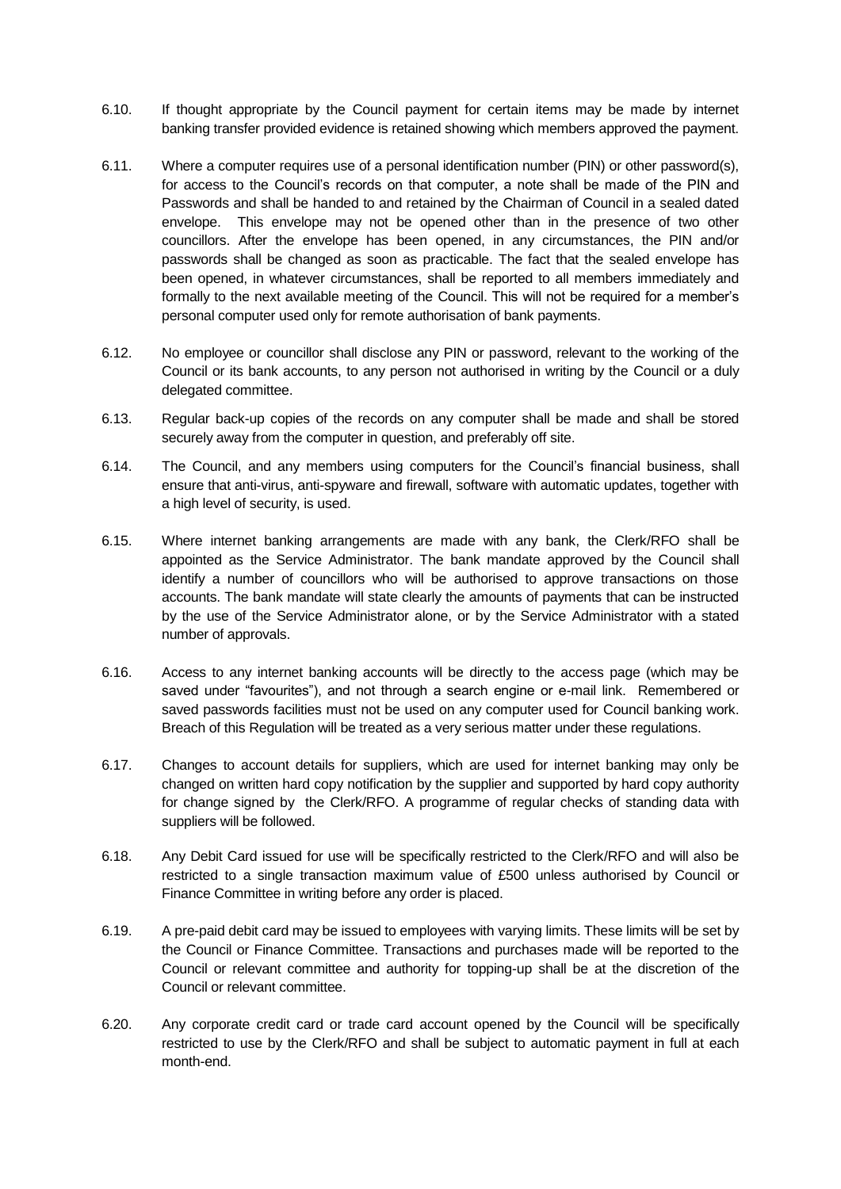6.10. If thought appropriate by the Council payment for certain items may be made by internet banking transfer provided evidence is retained showing which members approved the payment.

6.11. Where a computer requires use of a personal identification number (PIN) or other password(s), for access to the Council's records on that computer, a note shall be made of the PIN and Passwords and shall be handed to and retained by the Chairman of Council in a sealed dated envelope. This envelope may not be opened other than in the presence of two other councillors. After the envelope has been opened, in any circumstances, the PIN and/or passwords shall be changed as soon as practicable. The fact that the sealed envelope has been opened, in whatever circumstances, shall be reported to all members immediately and formally to the next available meeting of the Council. This will not be required for a member's personal computer used only for remote authorisation of bank payments.

6.12. No employee or councillor shall disclose any PIN or password, relevant to the working of the Council or its bank accounts, to any person not authorised in writing by the Council or a duly delegated committee.

6.13. Regular back-up copies of the records on any computer shall be made and shall be stored securely away from the computer in question, and preferably off site.

6.14. The Council, and any members using computers for the Council's financial business, shall ensure that anti-virus, anti-spyware and firewall, software with automatic updates, together with a high level of security, is used.

6.15. Where internet banking arrangements are made with any bank, the Clerk/RFO shall be appointed as the Service Administrator. The bank mandate approved by the Council shall identify a number of councillors who will be authorised to approve transactions on those accounts. The bank mandate will state clearly the amounts of payments that can be instructed by the use of the Service Administrator alone, or by the Service Administrator with a stated number of approvals.

6.16. Access to any internet banking accounts will be directly to the access page (which may be saved under "favourites"), and not through a search engine or e-mail link. Remembered or saved passwords facilities must not be used on any computer used for Council banking work. Breach of this Regulation will be treated as a very serious matter under these regulations.

6.17. Changes to account details for suppliers, which are used for internet banking may only be changed on written hard copy notification by the supplier and supported by hard copy authority for change signed by the Clerk/RFO. A programme of regular checks of standing data with suppliers will be followed.

6.18. Any Debit Card issued for use will be specifically restricted to the Clerk/RFO and will also be restricted to a single transaction maximum value of £500 unless authorised by Council or Finance Committee in writing before any order is placed.

6.19. A pre-paid debit card may be issued to employees with varying limits. These limits will be set by the Council or Finance Committee. Transactions and purchases made will be reported to the Council or relevant committee and authority for topping-up shall be at the discretion of the Council or relevant committee.

6.20. Any corporate credit card or trade card account opened by the Council will be specifically restricted to use by the Clerk/RFO and shall be subject to automatic payment in full at each month-end.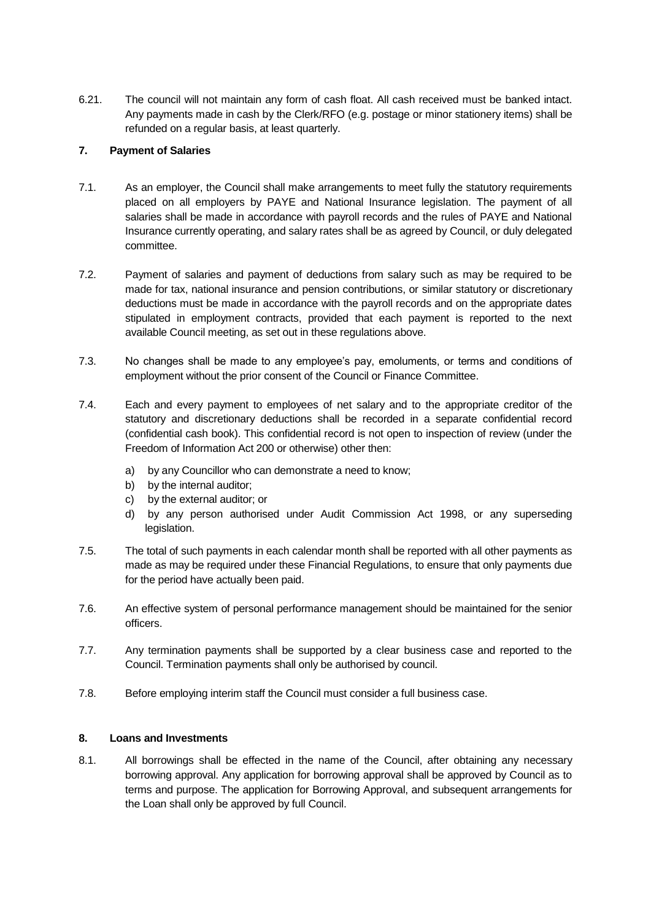6.21. The council will not maintain any form of cash float. All cash received must be banked intact. Any payments made in cash by the Clerk/RFO (e.g. postage or minor stationery items) shall be refunded on a regular basis, at least quarterly.

## 7. Payment of Salaries

7.1. As an employer, the Council shall make arrangements to meet fully the statutory requirements placed on all employers by PAYE and National Insurance legislation. The payment of all salaries shall be made in accordance with payroll records and the rules of PAYE and National Insurance currently operating, and salary rates shall be as agreed by Council, or duly delegated committee.

7.2. Payment of salaries and payment of deductions from salary such as may be required to be made for tax, national insurance and pension contributions, or similar statutory or discretionary deductions must be made in accordance with the payroll records and on the appropriate dates stipulated in employment contracts, provided that each payment is reported to the next available Council meeting, as set out in these regulations above.

7.3. No changes shall be made to any employee's pay, emoluments, or terms and conditions of employment without the prior consent of the Council or Finance Committee.

7.4. Each and every payment to employees of net salary and to the appropriate creditor of the statutory and discretionary deductions shall be recorded in a separate confidential record (confidential cash book). This confidential record is not open to inspection of review (under the Freedom of Information Act 200 or otherwise) other then:

a) by any Councillor who can demonstrate a need to know;
b) by the internal auditor;
c) by the external auditor; or
d) by any person authorised under Audit Commission Act 1998, or any superseding legislation.

7.5. The total of such payments in each calendar month shall be reported with all other payments as made as may be required under these Financial Regulations, to ensure that only payments due for the period have actually been paid.

7.6. An effective system of personal performance management should be maintained for the senior officers.

7.7. Any termination payments shall be supported by a clear business case and reported to the Council. Termination payments shall only be authorised by council.

7.8. Before employing interim staff the Council must consider a full business case.

## 8. Loans and Investments

8.1. All borrowings shall be effected in the name of the Council, after obtaining any necessary borrowing approval. Any application for borrowing approval shall be approved by Council as to terms and purpose. The application for Borrowing Approval, and subsequent arrangements for the Loan shall only be approved by full Council.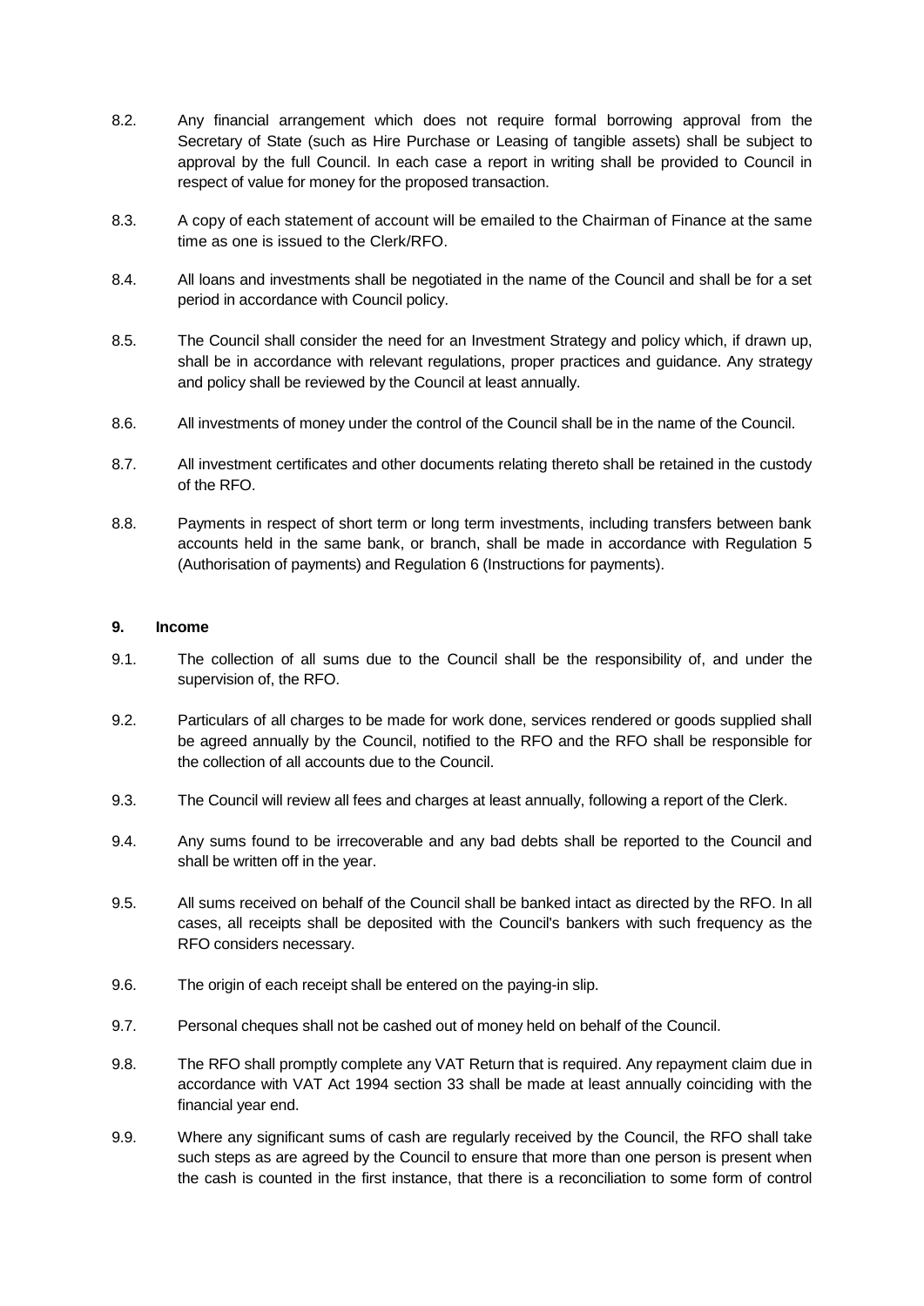8.2. Any financial arrangement which does not require formal borrowing approval from the Secretary of State (such as Hire Purchase or Leasing of tangible assets) shall be subject to approval by the full Council. In each case a report in writing shall be provided to Council in respect of value for money for the proposed transaction.

8.3. A copy of each statement of account will be emailed to the Chairman of Finance at the same time as one is issued to the Clerk/RFO.

8.4. All loans and investments shall be negotiated in the name of the Council and shall be for a set period in accordance with Council policy.

8.5. The Council shall consider the need for an Investment Strategy and policy which, if drawn up, shall be in accordance with relevant regulations, proper practices and guidance. Any strategy and policy shall be reviewed by the Council at least annually.

8.6. All investments of money under the control of the Council shall be in the name of the Council.

8.7. All investment certificates and other documents relating thereto shall be retained in the custody of the RFO.

8.8. Payments in respect of short term or long term investments, including transfers between bank accounts held in the same bank, or branch, shall be made in accordance with Regulation 5 (Authorisation of payments) and Regulation 6 (Instructions for payments).

## 9. Income

9.1. The collection of all sums due to the Council shall be the responsibility of, and under the supervision of, the RFO.

9.2. Particulars of all charges to be made for work done, services rendered or goods supplied shall be agreed annually by the Council, notified to the RFO and the RFO shall be responsible for the collection of all accounts due to the Council.

9.3. The Council will review all fees and charges at least annually, following a report of the Clerk.

9.4. Any sums found to be irrecoverable and any bad debts shall be reported to the Council and shall be written off in the year.

9.5. All sums received on behalf of the Council shall be banked intact as directed by the RFO. In all cases, all receipts shall be deposited with the Council's bankers with such frequency as the RFO considers necessary.

9.6. The origin of each receipt shall be entered on the paying-in slip.

9.7. Personal cheques shall not be cashed out of money held on behalf of the Council.

9.8. The RFO shall promptly complete any VAT Return that is required. Any repayment claim due in accordance with VAT Act 1994 section 33 shall be made at least annually coinciding with the financial year end.

9.9. Where any significant sums of cash are regularly received by the Council, the RFO shall take such steps as are agreed by the Council to ensure that more than one person is present when the cash is counted in the first instance, that there is a reconciliation to some form of control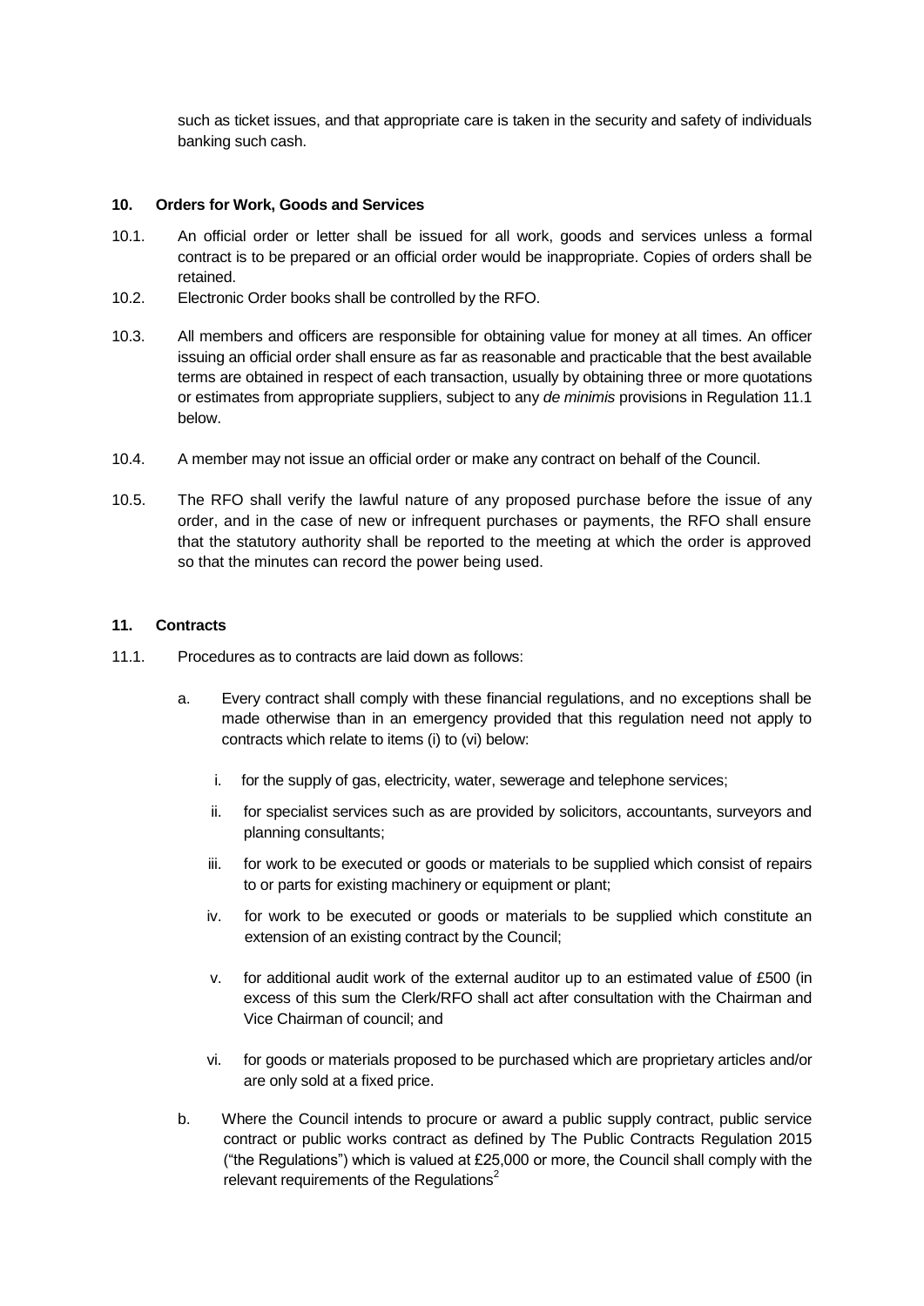such as ticket issues, and that appropriate care is taken in the security and safety of individuals banking such cash.

## 10. Orders for Work, Goods and Services

10.1. An official order or letter shall be issued for all work, goods and services unless a formal contract is to be prepared or an official order would be inappropriate. Copies of orders shall be retained.

10.2. Electronic Order books shall be controlled by the RFO.

10.3. All members and officers are responsible for obtaining value for money at all times. An officer issuing an official order shall ensure as far as reasonable and practicable that the best available terms are obtained in respect of each transaction, usually by obtaining three or more quotations or estimates from appropriate suppliers, subject to any *de minimis* provisions in Regulation 11.1 below.

10.4. A member may not issue an official order or make any contract on behalf of the Council.

10.5. The RFO shall verify the lawful nature of any proposed purchase before the issue of any order, and in the case of new or infrequent purchases or payments, the RFO shall ensure that the statutory authority shall be reported to the meeting at which the order is approved so that the minutes can record the power being used.

## 11. Contracts

11.1. Procedures as to contracts are laid down as follows:

a. Every contract shall comply with these financial regulations, and no exceptions shall be made otherwise than in an emergency provided that this regulation need not apply to contracts which relate to items (i) to (vi) below:

   i. for the supply of gas, electricity, water, sewerage and telephone services;

   ii. for specialist services such as are provided by solicitors, accountants, surveyors and planning consultants;

   iii. for work to be executed or goods or materials to be supplied which consist of repairs to or parts for existing machinery or equipment or plant;

   iv. for work to be executed or goods or materials to be supplied which constitute an extension of an existing contract by the Council;

   v. for additional audit work of the external auditor up to an estimated value of £500 (in excess of this sum the Clerk/RFO shall act after consultation with the Chairman and Vice Chairman of council; and

   vi. for goods or materials proposed to be purchased which are proprietary articles and/or are only sold at a fixed price.

b. Where the Council intends to procure or award a public supply contract, public service contract or public works contract as defined by The Public Contracts Regulation 2015 ("the Regulations") which is valued at £25,000 or more, the Council shall comply with the relevant requirements of the Regulations[2]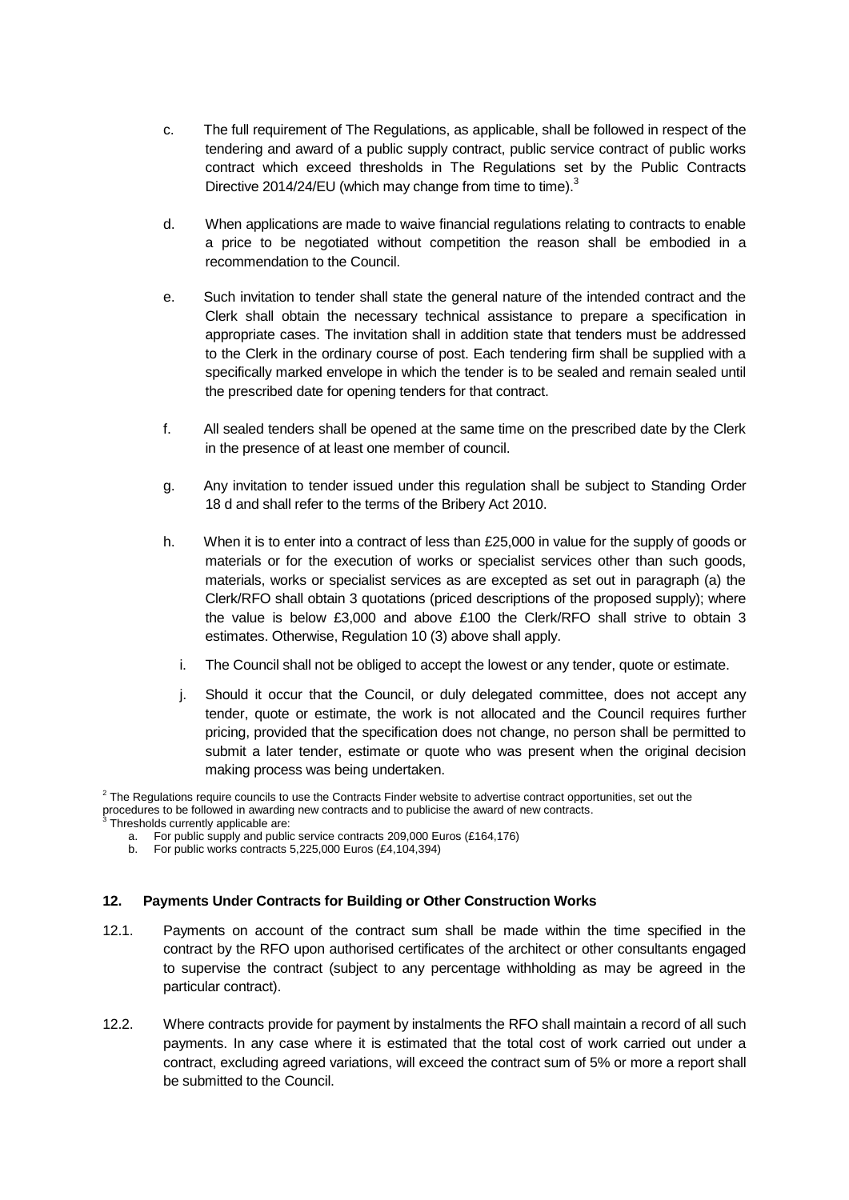c. The full requirement of The Regulations, as applicable, shall be followed in respect of the tendering and award of a public supply contract, public service contract of public works contract which exceed thresholds in The Regulations set by the Public Contracts Directive 2014/24/EU (which may change from time to time).[3]

d. When applications are made to waive financial regulations relating to contracts to enable a price to be negotiated without competition the reason shall be embodied in a recommendation to the Council.

e. Such invitation to tender shall state the general nature of the intended contract and the Clerk shall obtain the necessary technical assistance to prepare a specification in appropriate cases. The invitation shall in addition state that tenders must be addressed to the Clerk in the ordinary course of post. Each tendering firm shall be supplied with a specifically marked envelope in which the tender is to be sealed and remain sealed until the prescribed date for opening tenders for that contract.

f. All sealed tenders shall be opened at the same time on the prescribed date by the Clerk in the presence of at least one member of council.

g. Any invitation to tender issued under this regulation shall be subject to Standing Order 18 d and shall refer to the terms of the Bribery Act 2010.

h. When it is to enter into a contract of less than £25,000 in value for the supply of goods or materials or for the execution of works or specialist services other than such goods, materials, works or specialist services as are excepted as set out in paragraph (a) the Clerk/RFO shall obtain 3 quotations (priced descriptions of the proposed supply); where the value is below £3,000 and above £100 the Clerk/RFO shall strive to obtain 3 estimates. Otherwise, Regulation 10 (3) above shall apply.

i. The Council shall not be obliged to accept the lowest or any tender, quote or estimate.

j. Should it occur that the Council, or duly delegated committee, does not accept any tender, quote or estimate, the work is not allocated and the Council requires further pricing, provided that the specification does not change, no person shall be permitted to submit a later tender, estimate or quote who was present when the original decision making process was being undertaken.

[2] The Regulations require councils to use the Contracts Finder website to advertise contract opportunities, set out the procedures to be followed in awarding new contracts and to publicise the award of new contracts.
[3] Thresholds currently applicable are:

a. For public supply and public service contracts 209,000 Euros (£164,176)
b. For public works contracts 5,225,000 Euros (£4,104,394)

**12. Payments Under Contracts for Building or Other Construction Works**

12.1. Payments on account of the contract sum shall be made within the time specified in the contract by the RFO upon authorised certificates of the architect or other consultants engaged to supervise the contract (subject to any percentage withholding as may be agreed in the particular contract).

12.2. Where contracts provide for payment by instalments the RFO shall maintain a record of all such payments. In any case where it is estimated that the total cost of work carried out under a contract, excluding agreed variations, will exceed the contract sum of 5% or more a report shall be submitted to the Council.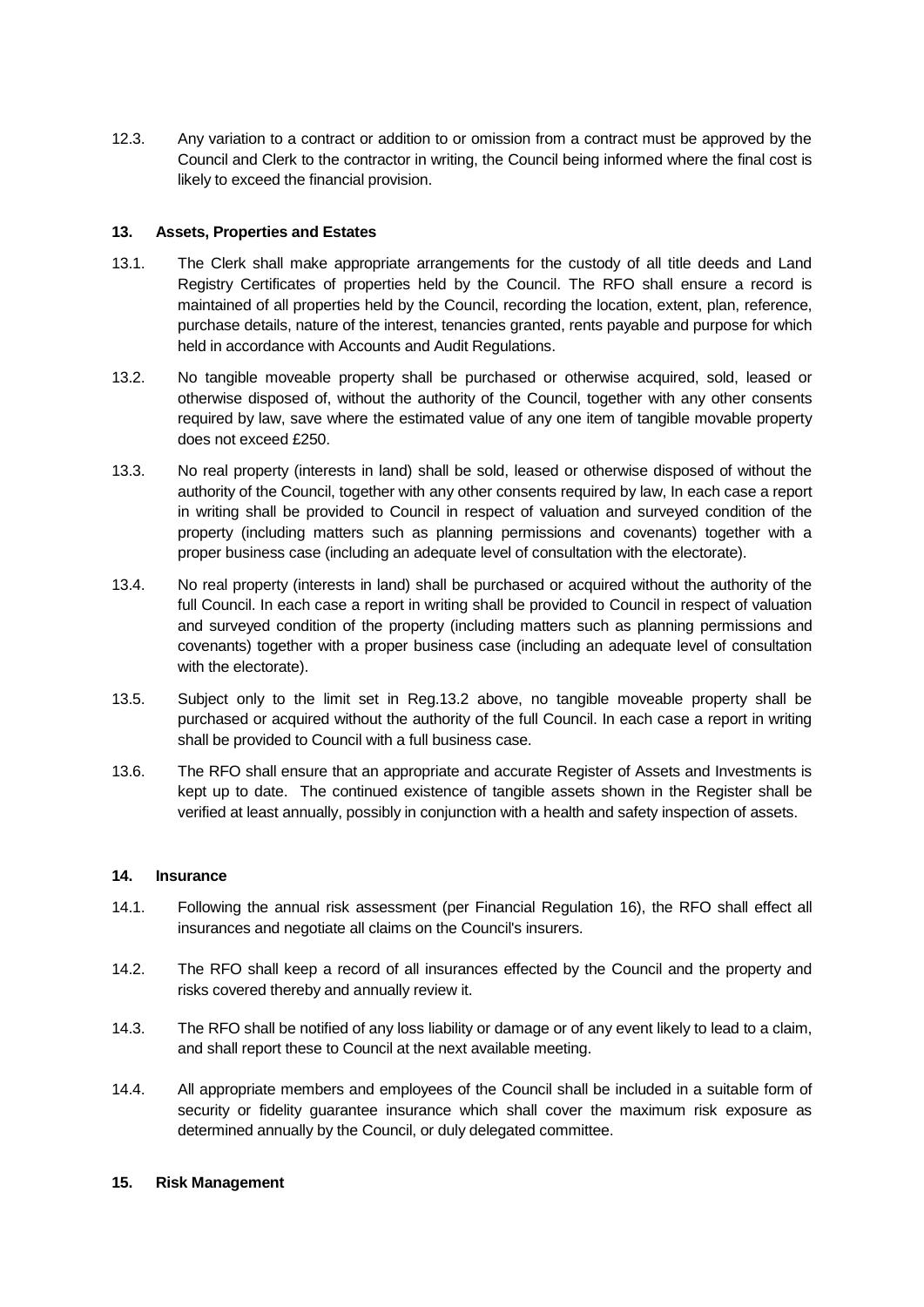12.3. Any variation to a contract or addition to or omission from a contract must be approved by the Council and Clerk to the contractor in writing, the Council being informed where the final cost is likely to exceed the financial provision.

**13. Assets, Properties and Estates**

13.1. The Clerk shall make appropriate arrangements for the custody of all title deeds and Land Registry Certificates of properties held by the Council. The RFO shall ensure a record is maintained of all properties held by the Council, recording the location, extent, plan, reference, purchase details, nature of the interest, tenancies granted, rents payable and purpose for which held in accordance with Accounts and Audit Regulations.

13.2. No tangible moveable property shall be purchased or otherwise acquired, sold, leased or otherwise disposed of, without the authority of the Council, together with any other consents required by law, save where the estimated value of any one item of tangible movable property does not exceed £250.

13.3. No real property (interests in land) shall be sold, leased or otherwise disposed of without the authority of the Council, together with any other consents required by law, In each case a report in writing shall be provided to Council in respect of valuation and surveyed condition of the property (including matters such as planning permissions and covenants) together with a proper business case (including an adequate level of consultation with the electorate).

13.4. No real property (interests in land) shall be purchased or acquired without the authority of the full Council. In each case a report in writing shall be provided to Council in respect of valuation and surveyed condition of the property (including matters such as planning permissions and covenants) together with a proper business case (including an adequate level of consultation with the electorate).

13.5. Subject only to the limit set in Reg.13.2 above, no tangible moveable property shall be purchased or acquired without the authority of the full Council. In each case a report in writing shall be provided to Council with a full business case.

13.6. The RFO shall ensure that an appropriate and accurate Register of Assets and Investments is kept up to date. The continued existence of tangible assets shown in the Register shall be verified at least annually, possibly in conjunction with a health and safety inspection of assets.

**14. Insurance**

14.1. Following the annual risk assessment (per Financial Regulation 16), the RFO shall effect all insurances and negotiate all claims on the Council's insurers.

14.2. The RFO shall keep a record of all insurances effected by the Council and the property and risks covered thereby and annually review it.

14.3. The RFO shall be notified of any loss liability or damage or of any event likely to lead to a claim, and shall report these to Council at the next available meeting.

14.4. All appropriate members and employees of the Council shall be included in a suitable form of security or fidelity guarantee insurance which shall cover the maximum risk exposure as determined annually by the Council, or duly delegated committee.

**15. Risk Management**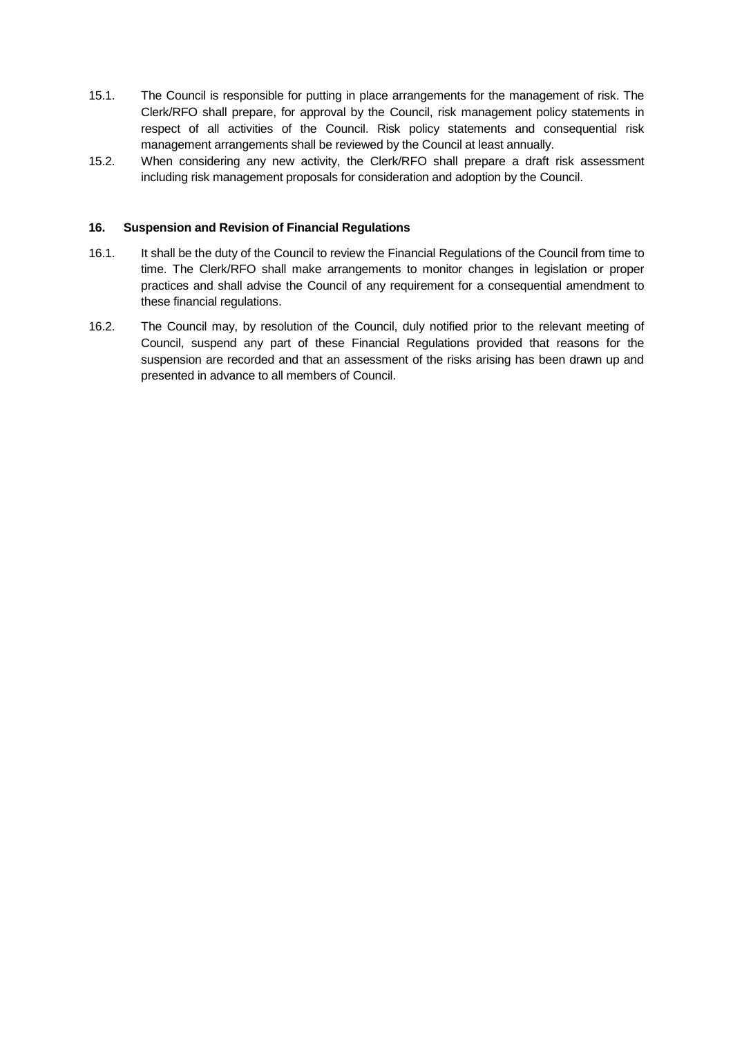15.1. The Council is responsible for putting in place arrangements for the management of risk. The Clerk/RFO shall prepare, for approval by the Council, risk management policy statements in respect of all activities of the Council. Risk policy statements and consequential risk management arrangements shall be reviewed by the Council at least annually.

15.2. When considering any new activity, the Clerk/RFO shall prepare a draft risk assessment including risk management proposals for consideration and adoption by the Council.

## 16. Suspension and Revision of Financial Regulations

16.1. It shall be the duty of the Council to review the Financial Regulations of the Council from time to time. The Clerk/RFO shall make arrangements to monitor changes in legislation or proper practices and shall advise the Council of any requirement for a consequential amendment to these financial regulations.

16.2. The Council may, by resolution of the Council, duly notified prior to the relevant meeting of Council, suspend any part of these Financial Regulations provided that reasons for the suspension are recorded and that an assessment of the risks arising has been drawn up and presented in advance to all members of Council.